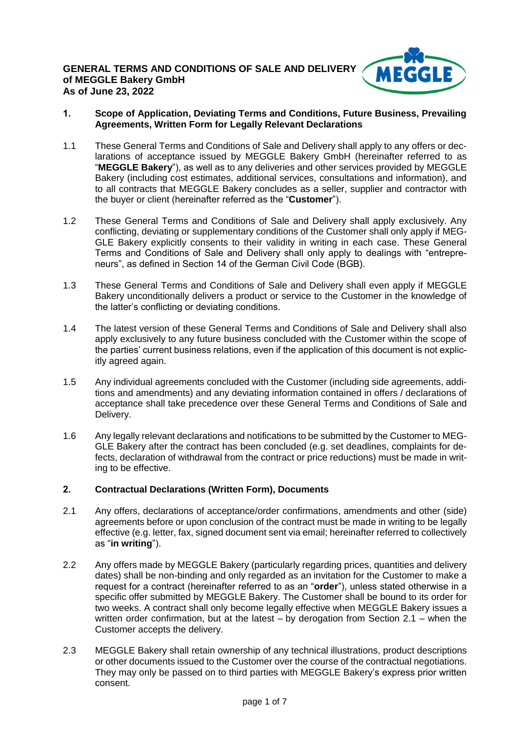# GENERAL TERMS AND CONDITIONS OF SALE AND DELIVERY of MEGGLE Bakery GmbH As of June 23, 2022

## 1. Scope of Application, Deviating Terms and Conditions, Future Business, Prevailing Agreements, Written Form for Legally Relevant Declarations

1.1 These General Terms and Conditions of Sale and Delivery shall apply to any offers or declarations of acceptance issued by MEGGLE Bakery GmbH (hereinafter referred to as "**MEGGLE Bakery**"), as well as to any deliveries and other services provided by MEGGLE Bakery (including cost estimates, additional services, consultations and information), and to all contracts that MEGGLE Bakery concludes as a seller, supplier and contractor with the buyer or client (hereinafter referred as the "**Customer**").

1.2 These General Terms and Conditions of Sale and Delivery shall apply exclusively. Any conflicting, deviating or supplementary conditions of the Customer shall only apply if MEGGLE Bakery explicitly consents to their validity in writing in each case. These General Terms and Conditions of Sale and Delivery shall only apply to dealings with "entrepreneurs", as defined in Section 14 of the German Civil Code (BGB).

1.3 These General Terms and Conditions of Sale and Delivery shall even apply if MEGGLE Bakery unconditionally delivers a product or service to the Customer in the knowledge of the latter's conflicting or deviating conditions.

1.4 The latest version of these General Terms and Conditions of Sale and Delivery shall also apply exclusively to any future business concluded with the Customer within the scope of the parties' current business relations, even if the application of this document is not explicitly agreed again.

1.5 Any individual agreements concluded with the Customer (including side agreements, additions and amendments) and any deviating information contained in offers / declarations of acceptance shall take precedence over these General Terms and Conditions of Sale and Delivery.

1.6 Any legally relevant declarations and notifications to be submitted by the Customer to MEGGLE Bakery after the contract has been concluded (e.g. set deadlines, complaints for defects, declaration of withdrawal from the contract or price reductions) must be made in writing to be effective.

## 2. Contractual Declarations (Written Form), Documents

2.1 Any offers, declarations of acceptance/order confirmations, amendments and other (side) agreements before or upon conclusion of the contract must be made in writing to be legally effective (e.g. letter, fax, signed document sent via email; hereinafter referred to collectively as "**in writing**").

2.2 Any offers made by MEGGLE Bakery (particularly regarding prices, quantities and delivery dates) shall be non-binding and only regarded as an invitation for the Customer to make a request for a contract (hereinafter referred to as an "**order**"), unless stated otherwise in a specific offer submitted by MEGGLE Bakery. The Customer shall be bound to its order for two weeks. A contract shall only become legally effective when MEGGLE Bakery issues a written order confirmation, but at the latest – by derogation from Section 2.1 – when the Customer accepts the delivery.

2.3 MEGGLE Bakery shall retain ownership of any technical illustrations, product descriptions or other documents issued to the Customer over the course of the contractual negotiations. They may only be passed on to third parties with MEGGLE Bakery's express prior written consent.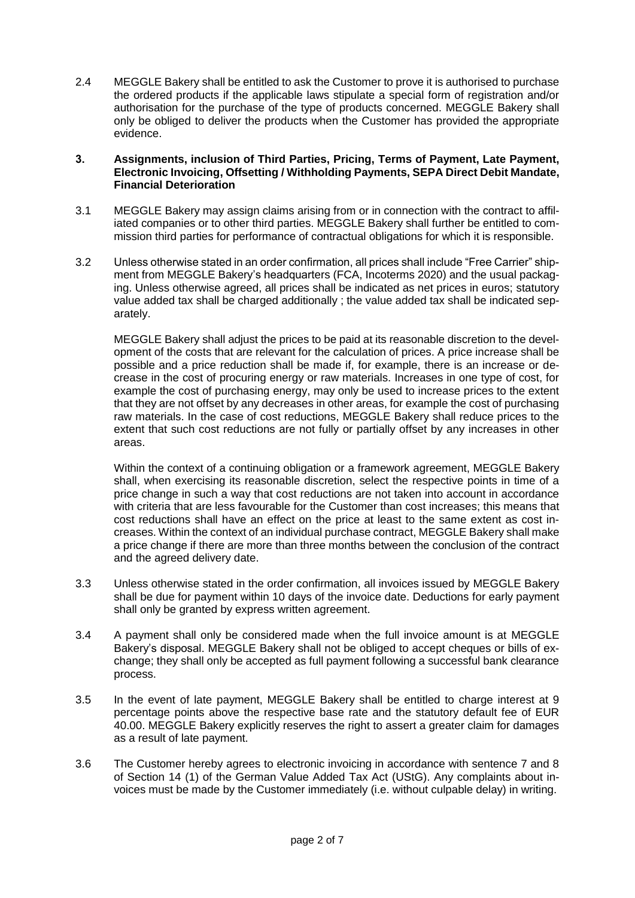2.4 MEGGLE Bakery shall be entitled to ask the Customer to prove it is authorised to purchase the ordered products if the applicable laws stipulate a special form of registration and/or authorisation for the purchase of the type of products concerned. MEGGLE Bakery shall only be obliged to deliver the products when the Customer has provided the appropriate evidence.

## 3. Assignments, inclusion of Third Parties, Pricing, Terms of Payment, Late Payment, Electronic Invoicing, Offsetting / Withholding Payments, SEPA Direct Debit Mandate, Financial Deterioration

3.1 MEGGLE Bakery may assign claims arising from or in connection with the contract to affiliated companies or to other third parties. MEGGLE Bakery shall further be entitled to commission third parties for performance of contractual obligations for which it is responsible.

3.2 Unless otherwise stated in an order confirmation, all prices shall include "Free Carrier" shipment from MEGGLE Bakery's headquarters (FCA, Incoterms 2020) and the usual packaging. Unless otherwise agreed, all prices shall be indicated as net prices in euros; statutory value added tax shall be charged additionally ; the value added tax shall be indicated separately.

MEGGLE Bakery shall adjust the prices to be paid at its reasonable discretion to the development of the costs that are relevant for the calculation of prices. A price increase shall be possible and a price reduction shall be made if, for example, there is an increase or decrease in the cost of procuring energy or raw materials. Increases in one type of cost, for example the cost of purchasing energy, may only be used to increase prices to the extent that they are not offset by any decreases in other areas, for example the cost of purchasing raw materials. In the case of cost reductions, MEGGLE Bakery shall reduce prices to the extent that such cost reductions are not fully or partially offset by any increases in other areas.

Within the context of a continuing obligation or a framework agreement, MEGGLE Bakery shall, when exercising its reasonable discretion, select the respective points in time of a price change in such a way that cost reductions are not taken into account in accordance with criteria that are less favourable for the Customer than cost increases; this means that cost reductions shall have an effect on the price at least to the same extent as cost increases. Within the context of an individual purchase contract, MEGGLE Bakery shall make a price change if there are more than three months between the conclusion of the contract and the agreed delivery date.

3.3 Unless otherwise stated in the order confirmation, all invoices issued by MEGGLE Bakery shall be due for payment within 10 days of the invoice date. Deductions for early payment shall only be granted by express written agreement.

3.4 A payment shall only be considered made when the full invoice amount is at MEGGLE Bakery's disposal. MEGGLE Bakery shall not be obliged to accept cheques or bills of exchange; they shall only be accepted as full payment following a successful bank clearance process.

3.5 In the event of late payment, MEGGLE Bakery shall be entitled to charge interest at 9 percentage points above the respective base rate and the statutory default fee of EUR 40.00. MEGGLE Bakery explicitly reserves the right to assert a greater claim for damages as a result of late payment.

3.6 The Customer hereby agrees to electronic invoicing in accordance with sentence 7 and 8 of Section 14 (1) of the German Value Added Tax Act (UStG). Any complaints about invoices must be made by the Customer immediately (i.e. without culpable delay) in writing.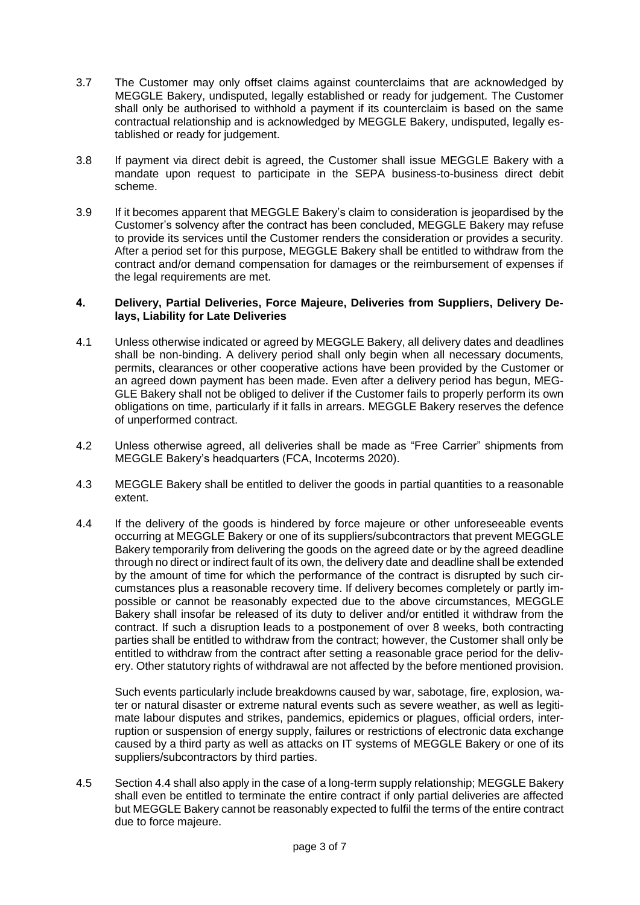3.7 The Customer may only offset claims against counterclaims that are acknowledged by MEGGLE Bakery, undisputed, legally established or ready for judgement. The Customer shall only be authorised to withhold a payment if its counterclaim is based on the same contractual relationship and is acknowledged by MEGGLE Bakery, undisputed, legally established or ready for judgement.

3.8 If payment via direct debit is agreed, the Customer shall issue MEGGLE Bakery with a mandate upon request to participate in the SEPA business-to-business direct debit scheme.

3.9 If it becomes apparent that MEGGLE Bakery's claim to consideration is jeopardised by the Customer's solvency after the contract has been concluded, MEGGLE Bakery may refuse to provide its services until the Customer renders the consideration or provides a security. After a period set for this purpose, MEGGLE Bakery shall be entitled to withdraw from the contract and/or demand compensation for damages or the reimbursement of expenses if the legal requirements are met.

## 4. Delivery, Partial Deliveries, Force Majeure, Deliveries from Suppliers, Delivery Delays, Liability for Late Deliveries

4.1 Unless otherwise indicated or agreed by MEGGLE Bakery, all delivery dates and deadlines shall be non-binding. A delivery period shall only begin when all necessary documents, permits, clearances or other cooperative actions have been provided by the Customer or an agreed down payment has been made. Even after a delivery period has begun, MEGGLE Bakery shall not be obliged to deliver if the Customer fails to properly perform its own obligations on time, particularly if it falls in arrears. MEGGLE Bakery reserves the defence of unperformed contract.

4.2 Unless otherwise agreed, all deliveries shall be made as "Free Carrier" shipments from MEGGLE Bakery's headquarters (FCA, Incoterms 2020).

4.3 MEGGLE Bakery shall be entitled to deliver the goods in partial quantities to a reasonable extent.

4.4 If the delivery of the goods is hindered by force majeure or other unforeseeable events occurring at MEGGLE Bakery or one of its suppliers/subcontractors that prevent MEGGLE Bakery temporarily from delivering the goods on the agreed date or by the agreed deadline through no direct or indirect fault of its own, the delivery date and deadline shall be extended by the amount of time for which the performance of the contract is disrupted by such circumstances plus a reasonable recovery time. If delivery becomes completely or partly impossible or cannot be reasonably expected due to the above circumstances, MEGGLE Bakery shall insofar be released of its duty to deliver and/or entitled it withdraw from the contract. If such a disruption leads to a postponement of over 8 weeks, both contracting parties shall be entitled to withdraw from the contract; however, the Customer shall only be entitled to withdraw from the contract after setting a reasonable grace period for the delivery. Other statutory rights of withdrawal are not affected by the before mentioned provision.

Such events particularly include breakdowns caused by war, sabotage, fire, explosion, water or natural disaster or extreme natural events such as severe weather, as well as legitimate labour disputes and strikes, pandemics, epidemics or plagues, official orders, interruption or suspension of energy supply, failures or restrictions of electronic data exchange caused by a third party as well as attacks on IT systems of MEGGLE Bakery or one of its suppliers/subcontractors by third parties.

4.5 Section 4.4 shall also apply in the case of a long-term supply relationship; MEGGLE Bakery shall even be entitled to terminate the entire contract if only partial deliveries are affected but MEGGLE Bakery cannot be reasonably expected to fulfil the terms of the entire contract due to force majeure.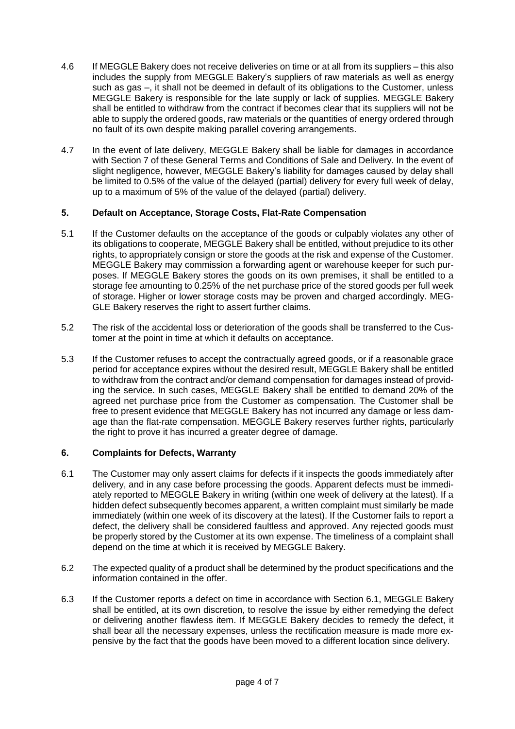4.6 If MEGGLE Bakery does not receive deliveries on time or at all from its suppliers – this also includes the supply from MEGGLE Bakery's suppliers of raw materials as well as energy such as gas –, it shall not be deemed in default of its obligations to the Customer, unless MEGGLE Bakery is responsible for the late supply or lack of supplies. MEGGLE Bakery shall be entitled to withdraw from the contract if becomes clear that its suppliers will not be able to supply the ordered goods, raw materials or the quantities of energy ordered through no fault of its own despite making parallel covering arrangements.

4.7 In the event of late delivery, MEGGLE Bakery shall be liable for damages in accordance with Section 7 of these General Terms and Conditions of Sale and Delivery. In the event of slight negligence, however, MEGGLE Bakery's liability for damages caused by delay shall be limited to 0.5% of the value of the delayed (partial) delivery for every full week of delay, up to a maximum of 5% of the value of the delayed (partial) delivery.

## 5. Default on Acceptance, Storage Costs, Flat-Rate Compensation

5.1 If the Customer defaults on the acceptance of the goods or culpably violates any other of its obligations to cooperate, MEGGLE Bakery shall be entitled, without prejudice to its other rights, to appropriately consign or store the goods at the risk and expense of the Customer. MEGGLE Bakery may commission a forwarding agent or warehouse keeper for such purposes. If MEGGLE Bakery stores the goods on its own premises, it shall be entitled to a storage fee amounting to 0.25% of the net purchase price of the stored goods per full week of storage. Higher or lower storage costs may be proven and charged accordingly. MEGGLE Bakery reserves the right to assert further claims.

5.2 The risk of the accidental loss or deterioration of the goods shall be transferred to the Customer at the point in time at which it defaults on acceptance.

5.3 If the Customer refuses to accept the contractually agreed goods, or if a reasonable grace period for acceptance expires without the desired result, MEGGLE Bakery shall be entitled to withdraw from the contract and/or demand compensation for damages instead of providing the service. In such cases, MEGGLE Bakery shall be entitled to demand 20% of the agreed net purchase price from the Customer as compensation. The Customer shall be free to present evidence that MEGGLE Bakery has not incurred any damage or less damage than the flat-rate compensation. MEGGLE Bakery reserves further rights, particularly the right to prove it has incurred a greater degree of damage.

## 6. Complaints for Defects, Warranty

6.1 The Customer may only assert claims for defects if it inspects the goods immediately after delivery, and in any case before processing the goods. Apparent defects must be immediately reported to MEGGLE Bakery in writing (within one week of delivery at the latest). If a hidden defect subsequently becomes apparent, a written complaint must similarly be made immediately (within one week of its discovery at the latest). If the Customer fails to report a defect, the delivery shall be considered faultless and approved. Any rejected goods must be properly stored by the Customer at its own expense. The timeliness of a complaint shall depend on the time at which it is received by MEGGLE Bakery.

6.2 The expected quality of a product shall be determined by the product specifications and the information contained in the offer.

6.3 If the Customer reports a defect on time in accordance with Section 6.1, MEGGLE Bakery shall be entitled, at its own discretion, to resolve the issue by either remedying the defect or delivering another flawless item. If MEGGLE Bakery decides to remedy the defect, it shall bear all the necessary expenses, unless the rectification measure is made more expensive by the fact that the goods have been moved to a different location since delivery.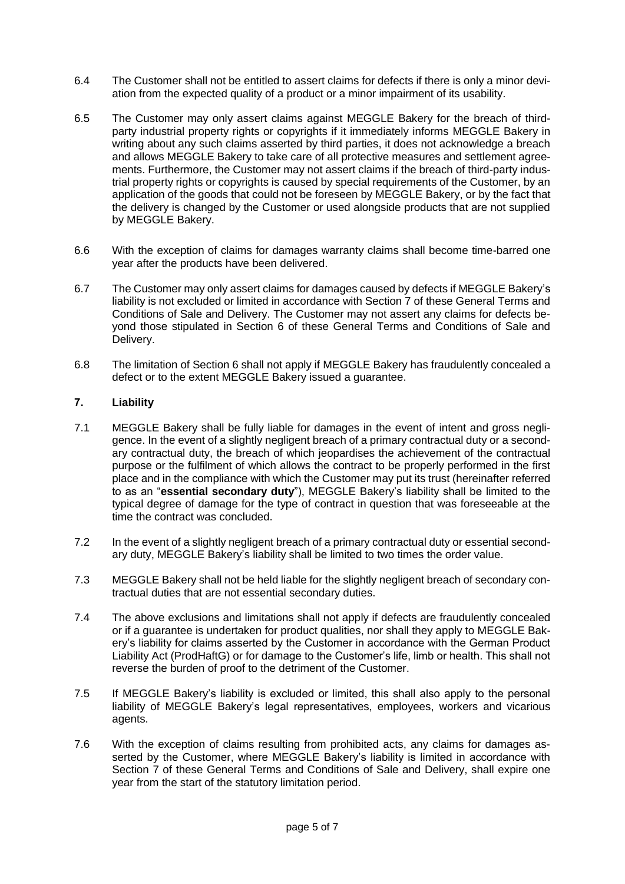6.4 The Customer shall not be entitled to assert claims for defects if there is only a minor deviation from the expected quality of a product or a minor impairment of its usability.

6.5 The Customer may only assert claims against MEGGLE Bakery for the breach of third-party industrial property rights or copyrights if it immediately informs MEGGLE Bakery in writing about any such claims asserted by third parties, it does not acknowledge a breach and allows MEGGLE Bakery to take care of all protective measures and settlement agreements. Furthermore, the Customer may not assert claims if the breach of third-party industrial property rights or copyrights is caused by special requirements of the Customer, by an application of the goods that could not be foreseen by MEGGLE Bakery, or by the fact that the delivery is changed by the Customer or used alongside products that are not supplied by MEGGLE Bakery.

6.6 With the exception of claims for damages warranty claims shall become time-barred one year after the products have been delivered.

6.7 The Customer may only assert claims for damages caused by defects if MEGGLE Bakery's liability is not excluded or limited in accordance with Section 7 of these General Terms and Conditions of Sale and Delivery. The Customer may not assert any claims for defects beyond those stipulated in Section 6 of these General Terms and Conditions of Sale and Delivery.

6.8 The limitation of Section 6 shall not apply if MEGGLE Bakery has fraudulently concealed a defect or to the extent MEGGLE Bakery issued a guarantee.

## 7. Liability

7.1 MEGGLE Bakery shall be fully liable for damages in the event of intent and gross negligence. In the event of a slightly negligent breach of a primary contractual duty or a secondary contractual duty, the breach of which jeopardises the achievement of the contractual purpose or the fulfilment of which allows the contract to be properly performed in the first place and in the compliance with which the Customer may put its trust (hereinafter referred to as an "**essential secondary duty**"), MEGGLE Bakery's liability shall be limited to the typical degree of damage for the type of contract in question that was foreseeable at the time the contract was concluded.

7.2 In the event of a slightly negligent breach of a primary contractual duty or essential secondary duty, MEGGLE Bakery's liability shall be limited to two times the order value.

7.3 MEGGLE Bakery shall not be held liable for the slightly negligent breach of secondary contractual duties that are not essential secondary duties.

7.4 The above exclusions and limitations shall not apply if defects are fraudulently concealed or if a guarantee is undertaken for product qualities, nor shall they apply to MEGGLE Bakery's liability for claims asserted by the Customer in accordance with the German Product Liability Act (ProdHaftG) or for damage to the Customer's life, limb or health. This shall not reverse the burden of proof to the detriment of the Customer.

7.5 If MEGGLE Bakery's liability is excluded or limited, this shall also apply to the personal liability of MEGGLE Bakery's legal representatives, employees, workers and vicarious agents.

7.6 With the exception of claims resulting from prohibited acts, any claims for damages asserted by the Customer, where MEGGLE Bakery's liability is limited in accordance with Section 7 of these General Terms and Conditions of Sale and Delivery, shall expire one year from the start of the statutory limitation period.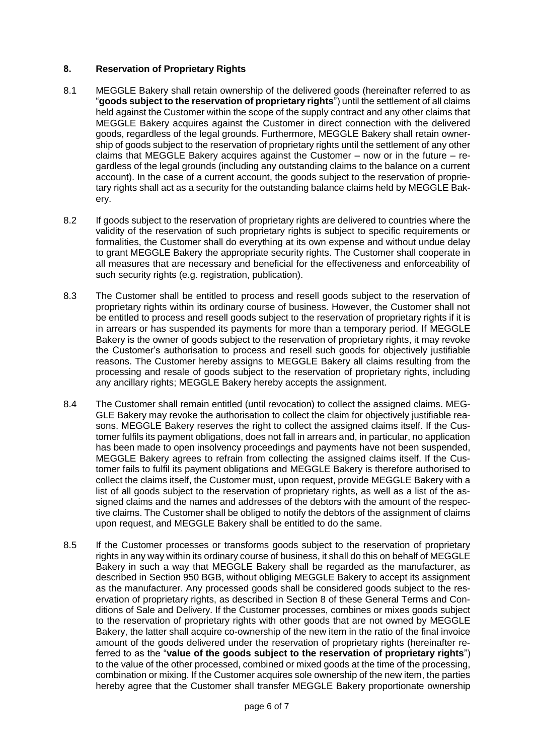## 8. Reservation of Proprietary Rights

8.1 MEGGLE Bakery shall retain ownership of the delivered goods (hereinafter referred to as "**goods subject to the reservation of proprietary rights**") until the settlement of all claims held against the Customer within the scope of the supply contract and any other claims that MEGGLE Bakery acquires against the Customer in direct connection with the delivered goods, regardless of the legal grounds. Furthermore, MEGGLE Bakery shall retain ownership of goods subject to the reservation of proprietary rights until the settlement of any other claims that MEGGLE Bakery acquires against the Customer – now or in the future – regardless of the legal grounds (including any outstanding claims to the balance on a current account). In the case of a current account, the goods subject to the reservation of proprietary rights shall act as a security for the outstanding balance claims held by MEGGLE Bakery.

8.2 If goods subject to the reservation of proprietary rights are delivered to countries where the validity of the reservation of such proprietary rights is subject to specific requirements or formalities, the Customer shall do everything at its own expense and without undue delay to grant MEGGLE Bakery the appropriate security rights. The Customer shall cooperate in all measures that are necessary and beneficial for the effectiveness and enforceability of such security rights (e.g. registration, publication).

8.3 The Customer shall be entitled to process and resell goods subject to the reservation of proprietary rights within its ordinary course of business. However, the Customer shall not be entitled to process and resell goods subject to the reservation of proprietary rights if it is in arrears or has suspended its payments for more than a temporary period. If MEGGLE Bakery is the owner of goods subject to the reservation of proprietary rights, it may revoke the Customer's authorisation to process and resell such goods for objectively justifiable reasons. The Customer hereby assigns to MEGGLE Bakery all claims resulting from the processing and resale of goods subject to the reservation of proprietary rights, including any ancillary rights; MEGGLE Bakery hereby accepts the assignment.

8.4 The Customer shall remain entitled (until revocation) to collect the assigned claims. MEGGLE Bakery may revoke the authorisation to collect the claim for objectively justifiable reasons. MEGGLE Bakery reserves the right to collect the assigned claims itself. If the Customer fulfils its payment obligations, does not fall in arrears and, in particular, no application has been made to open insolvency proceedings and payments have not been suspended, MEGGLE Bakery agrees to refrain from collecting the assigned claims itself. If the Customer fails to fulfil its payment obligations and MEGGLE Bakery is therefore authorised to collect the claims itself, the Customer must, upon request, provide MEGGLE Bakery with a list of all goods subject to the reservation of proprietary rights, as well as a list of the assigned claims and the names and addresses of the debtors with the amount of the respective claims. The Customer shall be obliged to notify the debtors of the assignment of claims upon request, and MEGGLE Bakery shall be entitled to do the same.

8.5 If the Customer processes or transforms goods subject to the reservation of proprietary rights in any way within its ordinary course of business, it shall do this on behalf of MEGGLE Bakery in such a way that MEGGLE Bakery shall be regarded as the manufacturer, as described in Section 950 BGB, without obliging MEGGLE Bakery to accept its assignment as the manufacturer. Any processed goods shall be considered goods subject to the reservation of proprietary rights, as described in Section 8 of these General Terms and Conditions of Sale and Delivery. If the Customer processes, combines or mixes goods subject to the reservation of proprietary rights with other goods that are not owned by MEGGLE Bakery, the latter shall acquire co-ownership of the new item in the ratio of the final invoice amount of the goods delivered under the reservation of proprietary rights (hereinafter referred to as the "**value of the goods subject to the reservation of proprietary rights**") to the value of the other processed, combined or mixed goods at the time of the processing, combination or mixing. If the Customer acquires sole ownership of the new item, the parties hereby agree that the Customer shall transfer MEGGLE Bakery proportionate ownership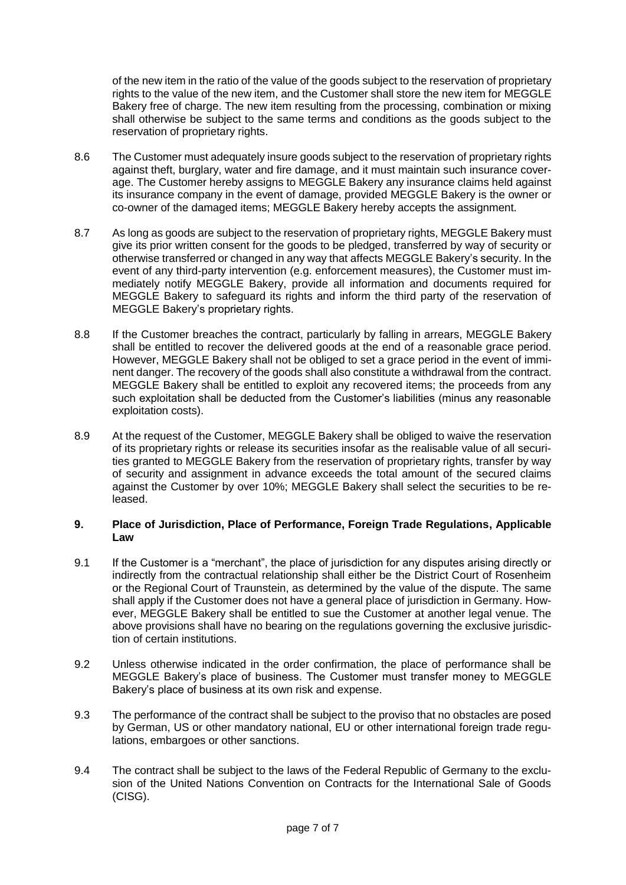of the new item in the ratio of the value of the goods subject to the reservation of proprietary rights to the value of the new item, and the Customer shall store the new item for MEGGLE Bakery free of charge. The new item resulting from the processing, combination or mixing shall otherwise be subject to the same terms and conditions as the goods subject to the reservation of proprietary rights.

8.6 The Customer must adequately insure goods subject to the reservation of proprietary rights against theft, burglary, water and fire damage, and it must maintain such insurance coverage. The Customer hereby assigns to MEGGLE Bakery any insurance claims held against its insurance company in the event of damage, provided MEGGLE Bakery is the owner or co-owner of the damaged items; MEGGLE Bakery hereby accepts the assignment.

8.7 As long as goods are subject to the reservation of proprietary rights, MEGGLE Bakery must give its prior written consent for the goods to be pledged, transferred by way of security or otherwise transferred or changed in any way that affects MEGGLE Bakery's security. In the event of any third-party intervention (e.g. enforcement measures), the Customer must immediately notify MEGGLE Bakery, provide all information and documents required for MEGGLE Bakery to safeguard its rights and inform the third party of the reservation of MEGGLE Bakery's proprietary rights.

8.8 If the Customer breaches the contract, particularly by falling in arrears, MEGGLE Bakery shall be entitled to recover the delivered goods at the end of a reasonable grace period. However, MEGGLE Bakery shall not be obliged to set a grace period in the event of imminent danger. The recovery of the goods shall also constitute a withdrawal from the contract. MEGGLE Bakery shall be entitled to exploit any recovered items; the proceeds from any such exploitation shall be deducted from the Customer's liabilities (minus any reasonable exploitation costs).

8.9 At the request of the Customer, MEGGLE Bakery shall be obliged to waive the reservation of its proprietary rights or release its securities insofar as the realisable value of all securities granted to MEGGLE Bakery from the reservation of proprietary rights, transfer by way of security and assignment in advance exceeds the total amount of the secured claims against the Customer by over 10%; MEGGLE Bakery shall select the securities to be released.

## 9. Place of Jurisdiction, Place of Performance, Foreign Trade Regulations, Applicable Law

9.1 If the Customer is a "merchant", the place of jurisdiction for any disputes arising directly or indirectly from the contractual relationship shall either be the District Court of Rosenheim or the Regional Court of Traunstein, as determined by the value of the dispute. The same shall apply if the Customer does not have a general place of jurisdiction in Germany. However, MEGGLE Bakery shall be entitled to sue the Customer at another legal venue. The above provisions shall have no bearing on the regulations governing the exclusive jurisdiction of certain institutions.

9.2 Unless otherwise indicated in the order confirmation, the place of performance shall be MEGGLE Bakery's place of business. The Customer must transfer money to MEGGLE Bakery's place of business at its own risk and expense.

9.3 The performance of the contract shall be subject to the proviso that no obstacles are posed by German, US or other mandatory national, EU or other international foreign trade regulations, embargoes or other sanctions.

9.4 The contract shall be subject to the laws of the Federal Republic of Germany to the exclusion of the United Nations Convention on Contracts for the International Sale of Goods (CISG).